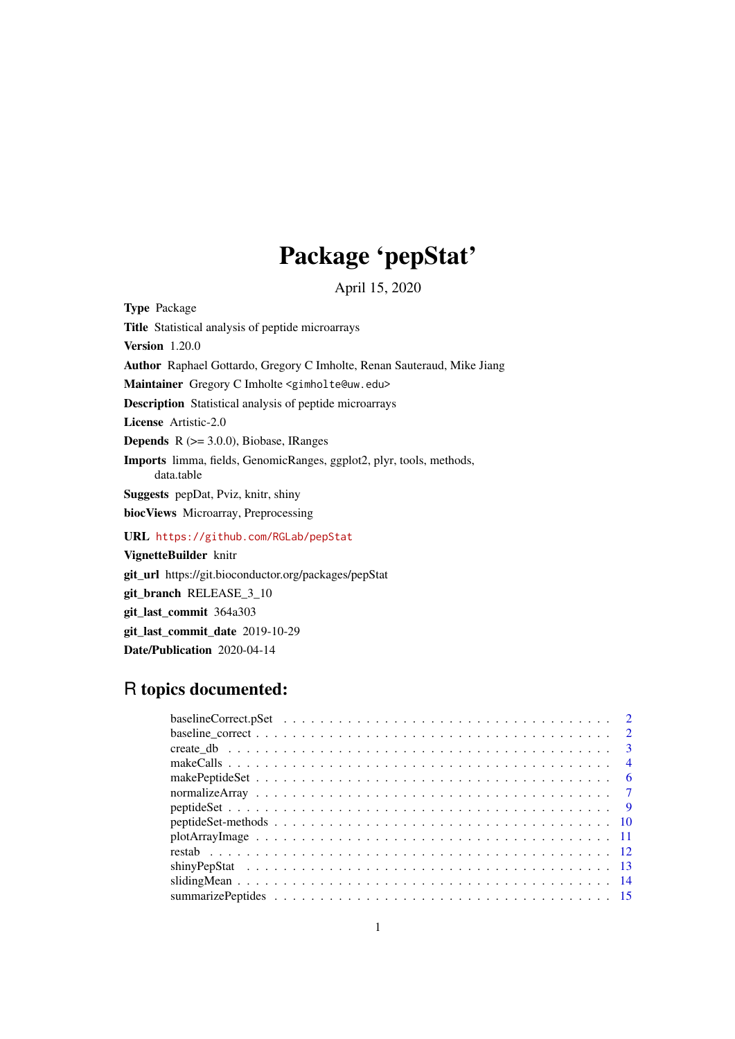# Package 'pepStat'

April 15, 2020

**Type** Package

**Title** Statistical analysis of peptide microarrays

**Version** 1.20.0

**Author** Raphael Gottardo, Gregory C Imholte, Renan Sauteraud, Mike Jiang

**Maintainer** Gregory C Imholte <gimholte@uw.edu>

**Description** Statistical analysis of peptide microarrays

**License** Artistic-2.0

**Depends** R (>= 3.0.0), Biobase, IRanges

**Imports** limma, fields, GenomicRanges, ggplot2, plyr, tools, methods, data.table

**Suggests** pepDat, Pviz, knitr, shiny

**biocViews** Microarray, Preprocessing

**URL** https://github.com/RGLab/pepStat

**VignetteBuilder** knitr

**git_url** https://git.bioconductor.org/packages/pepStat

**git_branch** RELEASE_3_10

**git_last_commit** 364a303

**git_last_commit_date** 2019-10-29

**Date/Publication** 2020-04-14

## R topics documented:

| | |
|---|---|
| baselineCorrect.pSet | 2 |
| baseline_correct | 2 |
| create_db | 3 |
| makeCalls | 4 |
| makePeptideSet | 6 |
| normalizeArray | 7 |
| peptideSet | 9 |
| peptideSet-methods | 10 |
| plotArrayImage | 11 |
| restab | 12 |
| shinyPepStat | 13 |
| slidingMean | 14 |
| summarizePeptides | 15 |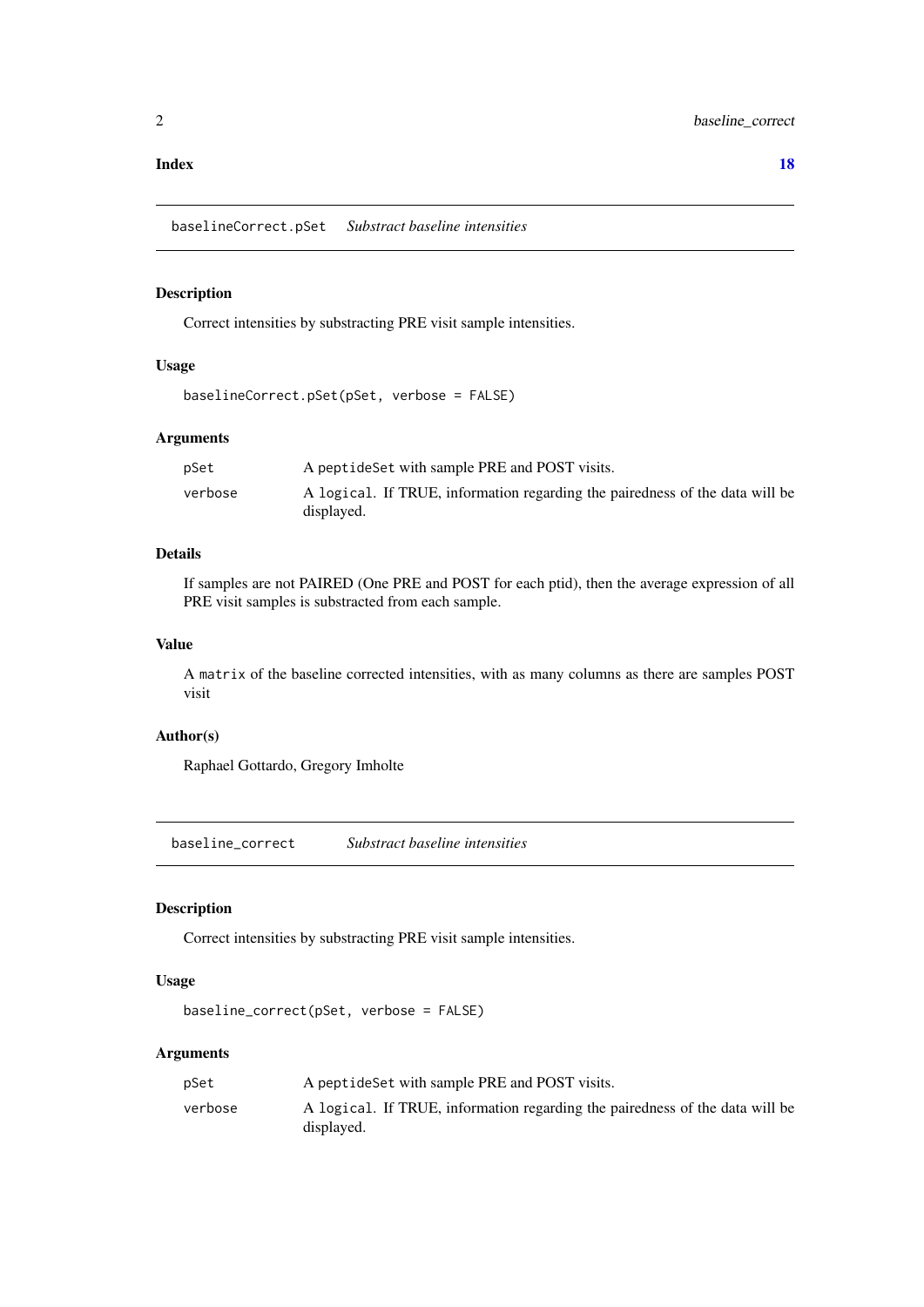**Index** **18**

## baselineCorrect.pSet *Substract baseline intensities*

### Description

Correct intensities by substracting PRE visit sample intensities.

### Usage

```
baselineCorrect.pSet(pSet, verbose = FALSE)
```

### Arguments

| | |
|---|---|
| pSet | A peptideSet with sample PRE and POST visits. |
| verbose | A logical. If TRUE, information regarding the pairedness of the data will be displayed. |

### Details

If samples are not PAIRED (One PRE and POST for each ptid), then the average expression of all PRE visit samples is substracted from each sample.

### Value

A matrix of the baseline corrected intensities, with as many columns as there are samples POST visit

### Author(s)

Raphael Gottardo, Gregory Imholte

## baseline_correct *Substract baseline intensities*

### Description

Correct intensities by substracting PRE visit sample intensities.

### Usage

```
baseline_correct(pSet, verbose = FALSE)
```

### Arguments

| | |
|---|---|
| pSet | A peptideSet with sample PRE and POST visits. |
| verbose | A logical. If TRUE, information regarding the pairedness of the data will be displayed. |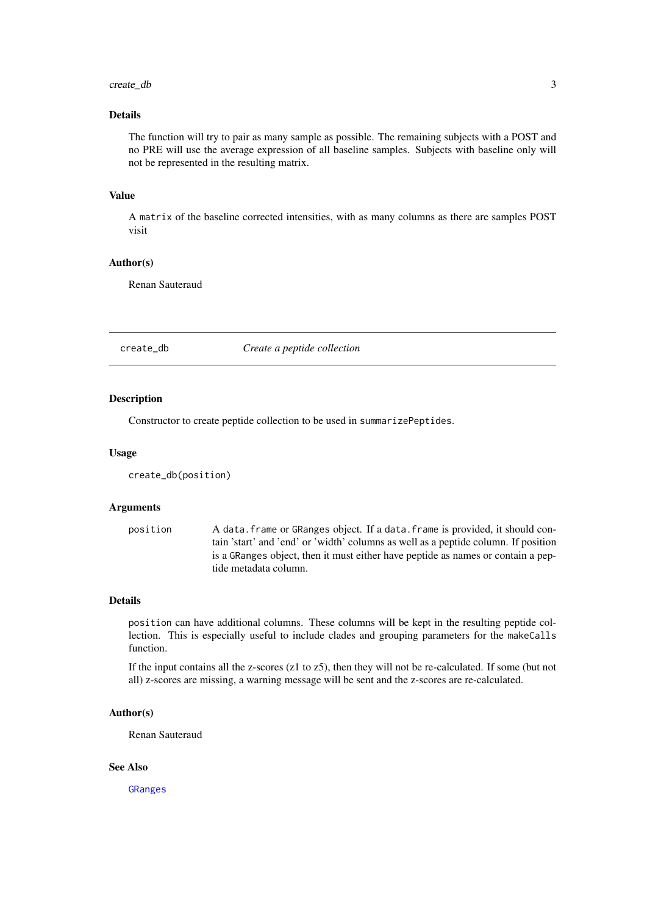### Details

The function will try to pair as many sample as possible. The remaining subjects with a POST and no PRE will use the average expression of all baseline samples. Subjects with baseline only will not be represented in the resulting matrix.

### Value

A `matrix` of the baseline corrected intensities, with as many columns as there are samples POST visit

### Author(s)

Renan Sauteraud

---

## create_db — *Create a peptide collection*

### Description

Constructor to create peptide collection to be used in `summarizePeptides`.

### Usage

```
create_db(position)
```

### Arguments

| | |
|---|---|
| `position` | A `data.frame` or `GRanges` object. If a `data.frame` is provided, it should contain 'start' and 'end' or 'width' columns as well as a peptide column. If position is a `GRanges` object, then it must either have peptide as names or contain a peptide metadata column. |

### Details

`position` can have additional columns. These columns will be kept in the resulting peptide collection. This is especially useful to include clades and grouping parameters for the `makeCalls` function.

If the input contains all the z-scores (z1 to z5), then they will not be re-calculated. If some (but not all) z-scores are missing, a warning message will be sent and the z-scores are re-calculated.

### Author(s)

Renan Sauteraud

### See Also

`GRanges`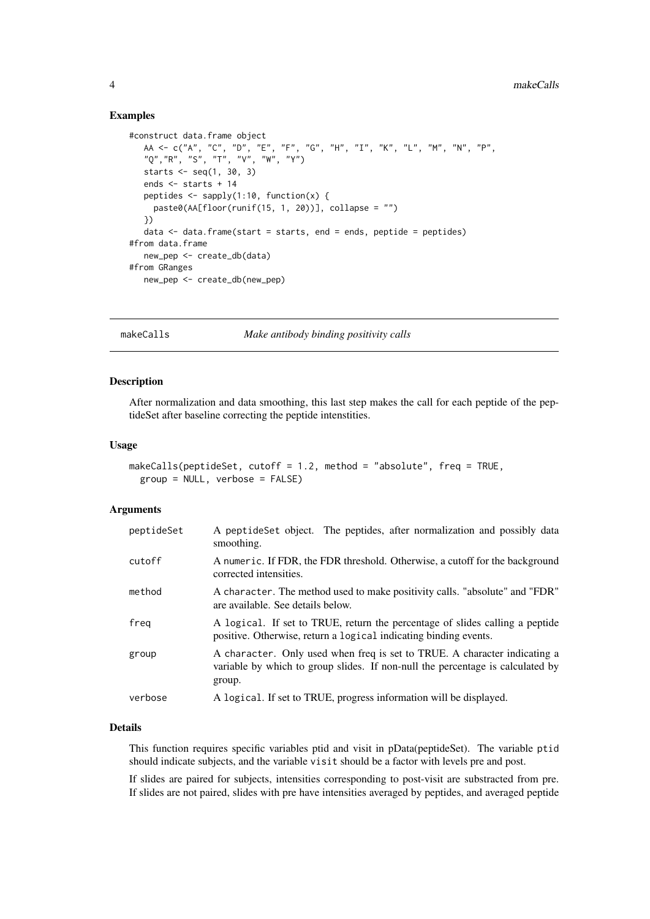### Examples

```
#construct data.frame object
   AA <- c("A", "C", "D", "E", "F", "G", "H", "I", "K", "L", "M", "N", "P",
   "Q","R", "S", "T", "V", "W", "Y")
   starts <- seq(1, 30, 3)
   ends <- starts + 14
   peptides <- sapply(1:10, function(x) {
     paste0(AA[floor(runif(15, 1, 20))], collapse = "")
   })
   data <- data.frame(start = starts, end = ends, peptide = peptides)
#from data.frame
   new_pep <- create_db(data)
#from GRanges
   new_pep <- create_db(new_pep)
```

---

## makeCalls — *Make antibody binding positivity calls*

### Description

After normalization and data smoothing, this last step makes the call for each peptide of the peptideSet after baseline correcting the peptide intenstities.

### Usage

```
makeCalls(peptideSet, cutoff = 1.2, method = "absolute", freq = TRUE,
  group = NULL, verbose = FALSE)
```

### Arguments

| | |
|---|---|
| peptideSet | A peptideSet object. The peptides, after normalization and possibly data smoothing. |
| cutoff | A numeric. If FDR, the FDR threshold. Otherwise, a cutoff for the background corrected intensities. |
| method | A character. The method used to make positivity calls. "absolute" and "FDR" are available. See details below. |
| freq | A logical. If set to TRUE, return the percentage of slides calling a peptide positive. Otherwise, return a logical indicating binding events. |
| group | A character. Only used when freq is set to TRUE. A character indicating a variable by which to group slides. If non-null the percentage is calculated by group. |
| verbose | A logical. If set to TRUE, progress information will be displayed. |

### Details

This function requires specific variables ptid and visit in pData(peptideSet). The variable ptid should indicate subjects, and the variable visit should be a factor with levels pre and post.

If slides are paired for subjects, intensities corresponding to post-visit are substracted from pre. If slides are not paired, slides with pre have intensities averaged by peptides, and averaged peptide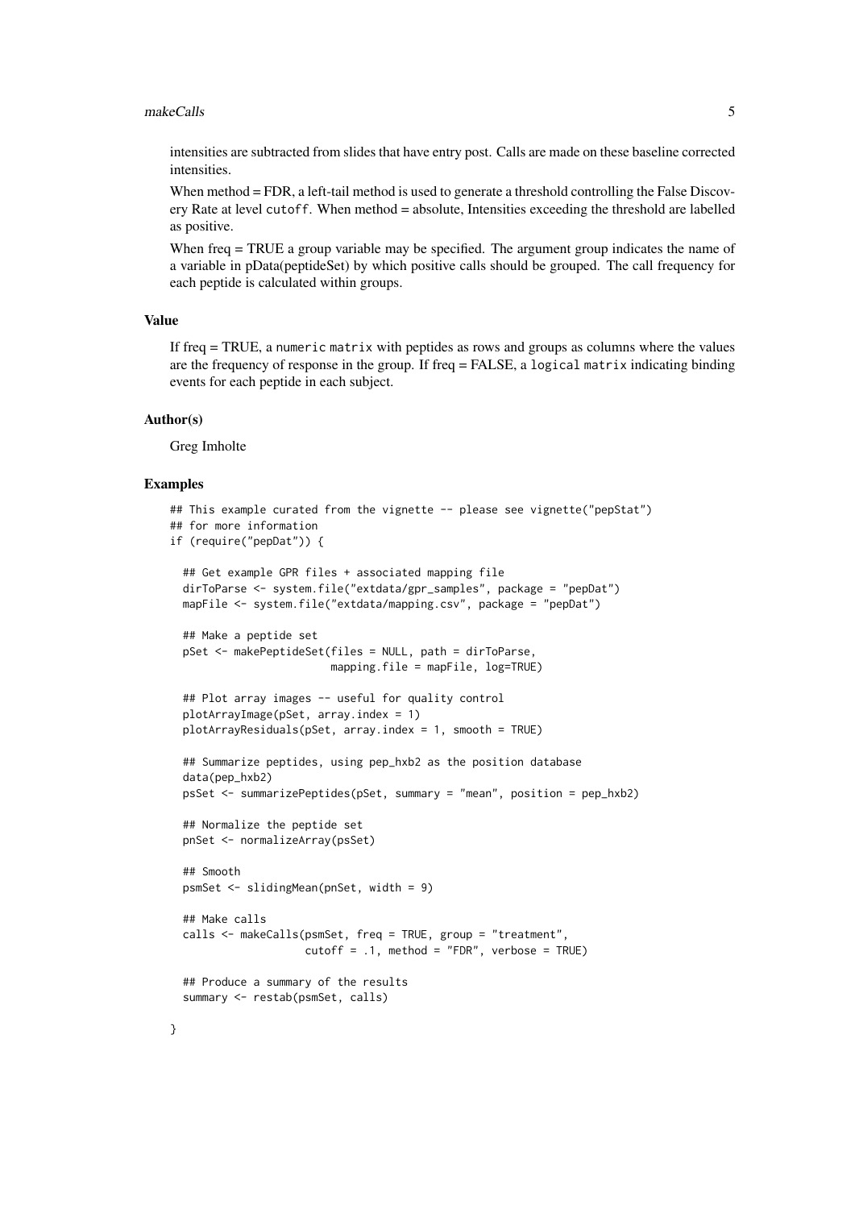intensities are subtracted from slides that have entry post. Calls are made on these baseline corrected intensities.

When method = FDR, a left-tail method is used to generate a threshold controlling the False Discovery Rate at level `cutoff`. When method = absolute, Intensities exceeding the threshold are labelled as positive.

When freq = TRUE a group variable may be specified. The argument group indicates the name of a variable in pData(peptideSet) by which positive calls should be grouped. The call frequency for each peptide is calculated within groups.

### Value

If freq = TRUE, a `numeric matrix` with peptides as rows and groups as columns where the values are the frequency of response in the group. If freq = FALSE, a `logical matrix` indicating binding events for each peptide in each subject.

### Author(s)

Greg Imholte

### Examples

```
## This example curated from the vignette -- please see vignette("pepStat")
## for more information
if (require("pepDat")) {

  ## Get example GPR files + associated mapping file
  dirToParse <- system.file("extdata/gpr_samples", package = "pepDat")
  mapFile <- system.file("extdata/mapping.csv", package = "pepDat")

  ## Make a peptide set
  pSet <- makePeptideSet(files = NULL, path = dirToParse,
                         mapping.file = mapFile, log=TRUE)

  ## Plot array images -- useful for quality control
  plotArrayImage(pSet, array.index = 1)
  plotArrayResiduals(pSet, array.index = 1, smooth = TRUE)

  ## Summarize peptides, using pep_hxb2 as the position database
  data(pep_hxb2)
  psSet <- summarizePeptides(pSet, summary = "mean", position = pep_hxb2)

  ## Normalize the peptide set
  pnSet <- normalizeArray(psSet)

  ## Smooth
  psmSet <- slidingMean(pnSet, width = 9)

  ## Make calls
  calls <- makeCalls(psmSet, freq = TRUE, group = "treatment",
                     cutoff = .1, method = "FDR", verbose = TRUE)

  ## Produce a summary of the results
  summary <- restab(psmSet, calls)

}
```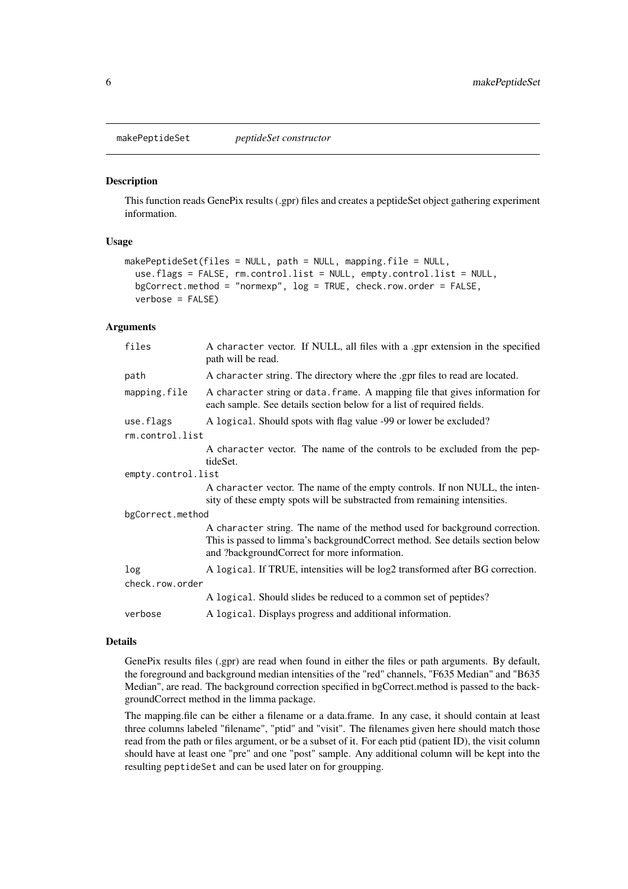## makePeptideSet *peptideSet constructor*

### Description

This function reads GenePix results (.gpr) files and creates a peptideSet object gathering experiment information.

### Usage

```
makePeptideSet(files = NULL, path = NULL, mapping.file = NULL,
  use.flags = FALSE, rm.control.list = NULL, empty.control.list = NULL,
  bgCorrect.method = "normexp", log = TRUE, check.row.order = FALSE,
  verbose = FALSE)
```

### Arguments

| | |
|---|---|
| `files` | A `character` vector. If NULL, all files with a .gpr extension in the specified path will be read. |
| `path` | A `character` string. The directory where the .gpr files to read are located. |
| `mapping.file` | A `character` string or `data.frame`. A mapping file that gives information for each sample. See details section below for a list of required fields. |
| `use.flags` | A `logical`. Should spots with flag value -99 or lower be excluded? |
| `rm.control.list` | A `character` vector. The name of the controls to be excluded from the peptideSet. |
| `empty.control.list` | A `character` vector. The name of the empty controls. If non NULL, the intensity of these empty spots will be substracted from remaining intensities. |
| `bgCorrect.method` | A `character` string. The name of the method used for background correction. This is passed to limma's backgroundCorrect method. See details section below and ?backgroundCorrect for more information. |
| `log` | A `logical`. If TRUE, intensities will be log2 transformed after BG correction. |
| `check.row.order` | A `logical`. Should slides be reduced to a common set of peptides? |
| `verbose` | A `logical`. Displays progress and additional information. |

### Details

GenePix results files (.gpr) are read when found in either the files or path arguments. By default, the foreground and background median intensities of the "red" channels, "F635 Median" and "B635 Median", are read. The background correction specified in bgCorrect.method is passed to the backgroundCorrect method in the limma package.

The mapping.file can be either a filename or a data.frame. In any case, it should contain at least three columns labeled "filename", "ptid" and "visit". The filenames given here should match those read from the path or files argument, or be a subset of it. For each ptid (patient ID), the visit column should have at least one "pre" and one "post" sample. Any additional column will be kept into the resulting `peptideSet` and can be used later on for groupping.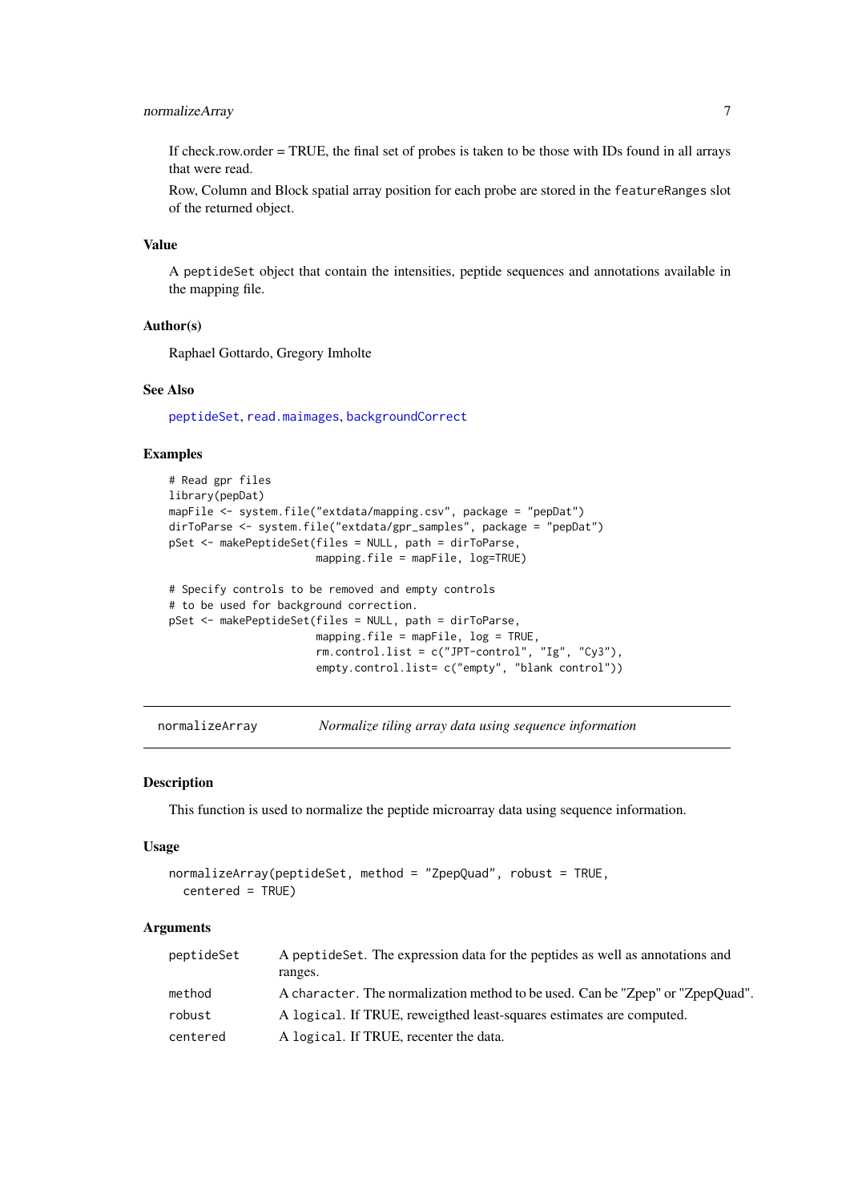If check.row.order = TRUE, the final set of probes is taken to be those with IDs found in all arrays that were read.

Row, Column and Block spatial array position for each probe are stored in the `featureRanges` slot of the returned object.

### Value

A `peptideSet` object that contain the intensities, peptide sequences and annotations available in the mapping file.

### Author(s)

Raphael Gottardo, Gregory Imholte

### See Also

`peptideSet`, `read.maimages`, `backgroundCorrect`

### Examples

```
# Read gpr files
library(pepDat)
mapFile <- system.file("extdata/mapping.csv", package = "pepDat")
dirToParse <- system.file("extdata/gpr_samples", package = "pepDat")
pSet <- makePeptideSet(files = NULL, path = dirToParse,
                       mapping.file = mapFile, log=TRUE)

# Specify controls to be removed and empty controls
# to be used for background correction.
pSet <- makePeptideSet(files = NULL, path = dirToParse,
                       mapping.file = mapFile, log = TRUE,
                       rm.control.list = c("JPT-control", "Ig", "Cy3"),
                       empty.control.list= c("empty", "blank control"))
```

---

## normalizeArray — *Normalize tiling array data using sequence information*

### Description

This function is used to normalize the peptide microarray data using sequence information.

### Usage

```
normalizeArray(peptideSet, method = "ZpepQuad", robust = TRUE,
  centered = TRUE)
```

### Arguments

| | |
|---|---|
| `peptideSet` | A `peptideSet`. The expression data for the peptides as well as annotations and ranges. |
| `method` | A `character`. The normalization method to be used. Can be "Zpep" or "ZpepQuad". |
| `robust` | A `logical`. If TRUE, reweigthed least-squares estimates are computed. |
| `centered` | A `logical`. If TRUE, recenter the data. |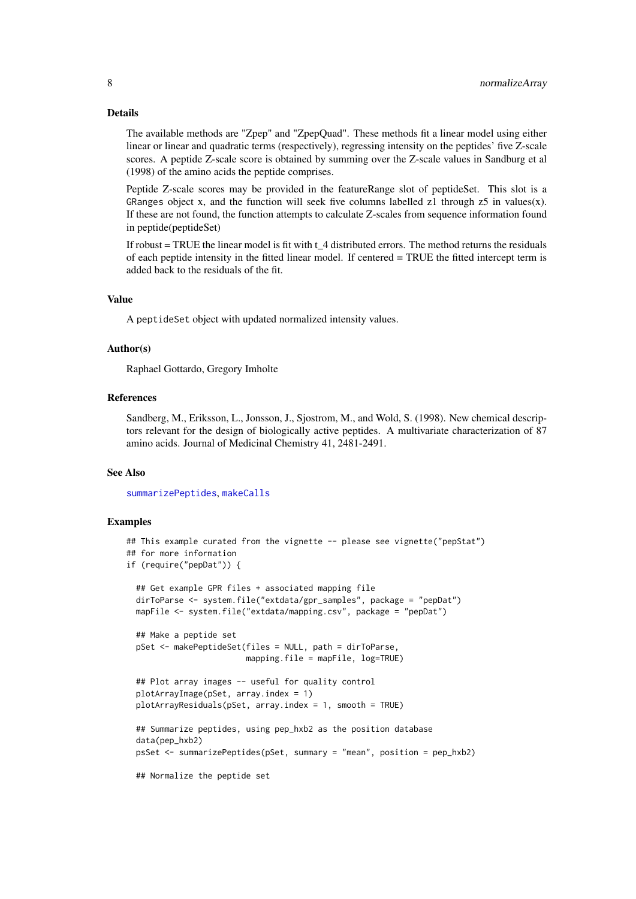## Details

The available methods are "Zpep" and "ZpepQuad". These methods fit a linear model using either linear or linear and quadratic terms (respectively), regressing intensity on the peptides' five Z-scale scores. A peptide Z-scale score is obtained by summing over the Z-scale values in Sandburg et al (1998) of the amino acids the peptide comprises.

Peptide Z-scale scores may be provided in the featureRange slot of peptideSet. This slot is a `GRanges` object x, and the function will seek five columns labelled z1 through z5 in values(x). If these are not found, the function attempts to calculate Z-scales from sequence information found in peptide(peptideSet)

If robust = TRUE the linear model is fit with t_4 distributed errors. The method returns the residuals of each peptide intensity in the fitted linear model. If centered = TRUE the fitted intercept term is added back to the residuals of the fit.

## Value

A `peptideSet` object with updated normalized intensity values.

## Author(s)

Raphael Gottardo, Gregory Imholte

## References

Sandberg, M., Eriksson, L., Jonsson, J., Sjostrom, M., and Wold, S. (1998). New chemical descriptors relevant for the design of biologically active peptides. A multivariate characterization of 87 amino acids. Journal of Medicinal Chemistry 41, 2481-2491.

## See Also

`summarizePeptides`, `makeCalls`

## Examples

```
## This example curated from the vignette -- please see vignette("pepStat")
## for more information
if (require("pepDat")) {

  ## Get example GPR files + associated mapping file
  dirToParse <- system.file("extdata/gpr_samples", package = "pepDat")
  mapFile <- system.file("extdata/mapping.csv", package = "pepDat")

  ## Make a peptide set
  pSet <- makePeptideSet(files = NULL, path = dirToParse,
                         mapping.file = mapFile, log=TRUE)

  ## Plot array images -- useful for quality control
  plotArrayImage(pSet, array.index = 1)
  plotArrayResiduals(pSet, array.index = 1, smooth = TRUE)

  ## Summarize peptides, using pep_hxb2 as the position database
  data(pep_hxb2)
  psSet <- summarizePeptides(pSet, summary = "mean", position = pep_hxb2)

  ## Normalize the peptide set
```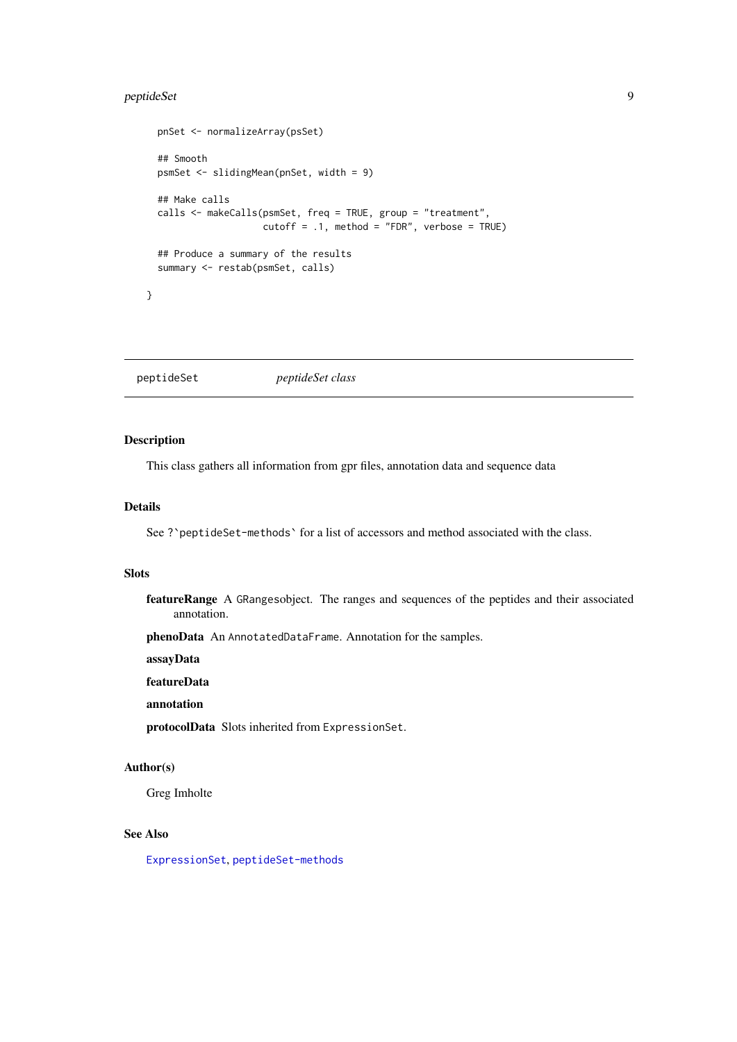```
  pnSet <- normalizeArray(psSet)

  ## Smooth
  psmSet <- slidingMean(pnSet, width = 9)

  ## Make calls
  calls <- makeCalls(psmSet, freq = TRUE, group = "treatment",
                     cutoff = .1, method = "FDR", verbose = TRUE)

  ## Produce a summary of the results
  summary <- restab(psmSet, calls)

}
```

---

`peptideSet` *peptideSet class*

---

### Description

This class gathers all information from gpr files, annotation data and sequence data

### Details

See ?`peptideSet-methods` for a list of accessors and method associated with the class.

### Slots

**featureRange** A `GRanges`object. The ranges and sequences of the peptides and their associated annotation.

**phenoData** An `AnnotatedDataFrame`. Annotation for the samples.

**assayData**

**featureData**

**annotation**

**protocolData** Slots inherited from `ExpressionSet`.

### Author(s)

Greg Imholte

### See Also

`ExpressionSet`, `peptideSet-methods`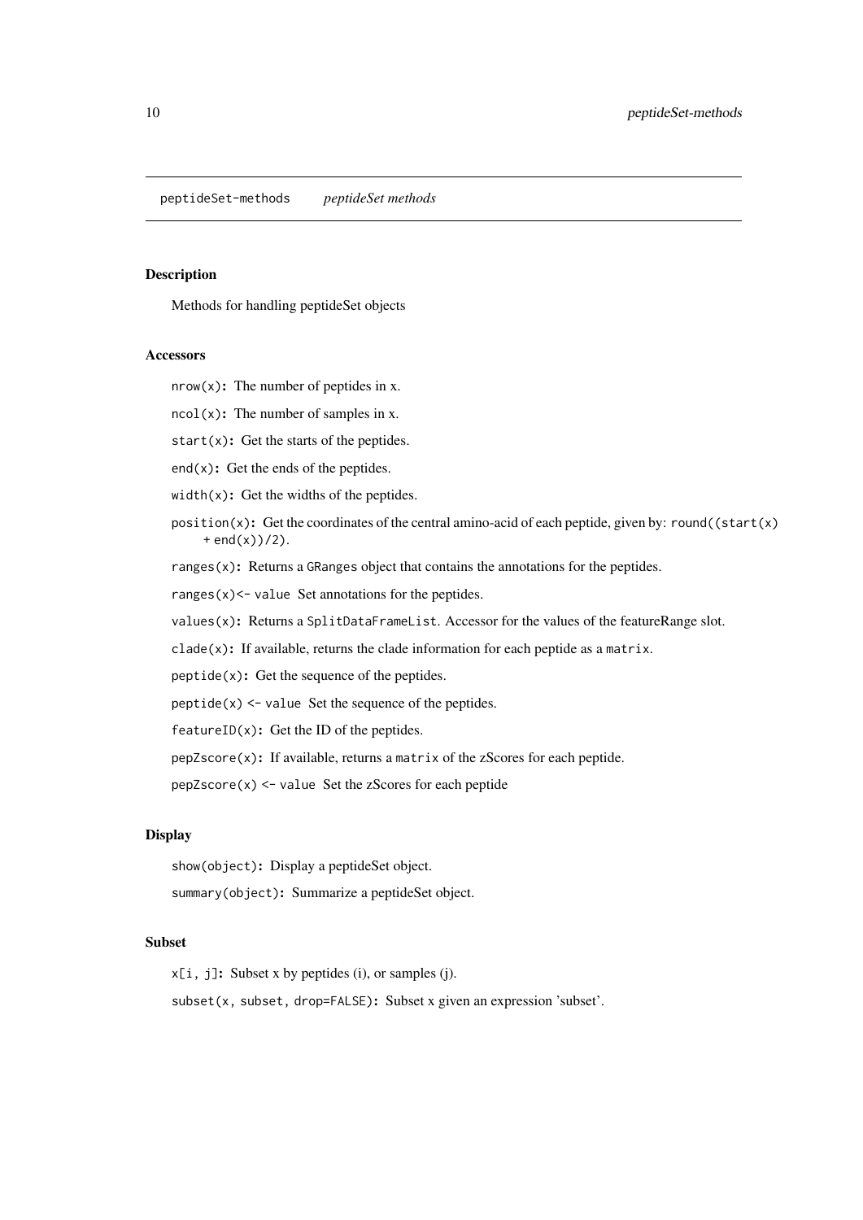`peptideSet-methods` *peptideSet methods*

## Description

Methods for handling peptideSet objects

## Accessors

`nrow(x)`**:** The number of peptides in x.

`ncol(x)`**:** The number of samples in x.

`start(x)`**:** Get the starts of the peptides.

`end(x)`**:** Get the ends of the peptides.

`width(x)`**:** Get the widths of the peptides.

`position(x)`**:** Get the coordinates of the central amino-acid of each peptide, given by: `round((start(x) + end(x))/2)`.

`ranges(x)`**:** Returns a `GRanges` object that contains the annotations for the peptides.

`ranges(x)<- value` Set annotations for the peptides.

`values(x)`**:** Returns a `SplitDataFrameList`. Accessor for the values of the featureRange slot.

`clade(x)`**:** If available, returns the clade information for each peptide as a `matrix`.

`peptide(x)`**:** Get the sequence of the peptides.

`peptide(x) <- value` Set the sequence of the peptides.

`featureID(x)`**:** Get the ID of the peptides.

`pepZscore(x)`**:** If available, returns a `matrix` of the zScores for each peptide.

`pepZscore(x) <- value` Set the zScores for each peptide

## Display

`show(object)`**:** Display a peptideSet object.

`summary(object)`**:** Summarize a peptideSet object.

## Subset

`x[i, j]`**:** Subset x by peptides (i), or samples (j).

`subset(x, subset, drop=FALSE)`**:** Subset x given an expression 'subset'.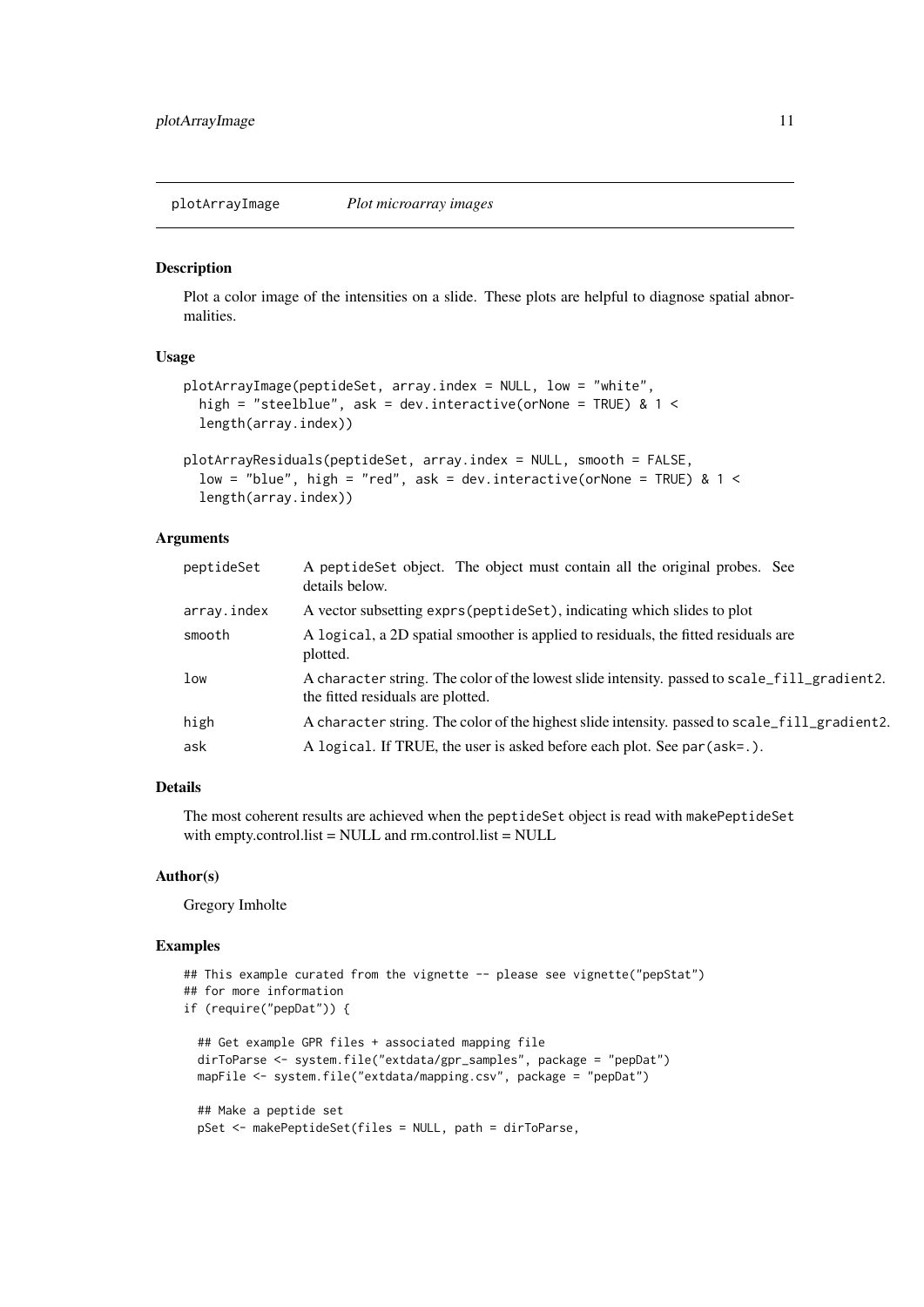## plotArrayImage *Plot microarray images*

### Description

Plot a color image of the intensities on a slide. These plots are helpful to diagnose spatial abnormalities.

### Usage

```
plotArrayImage(peptideSet, array.index = NULL, low = "white",
  high = "steelblue", ask = dev.interactive(orNone = TRUE) & 1 <
  length(array.index))

plotArrayResiduals(peptideSet, array.index = NULL, smooth = FALSE,
  low = "blue", high = "red", ask = dev.interactive(orNone = TRUE) & 1 <
  length(array.index))
```

### Arguments

| | |
|---|---|
| `peptideSet` | A `peptideSet` object. The object must contain all the original probes. See details below. |
| `array.index` | A vector subsetting `exprs(peptideSet)`, indicating which slides to plot |
| `smooth` | A `logical`, a 2D spatial smoother is applied to residuals, the fitted residuals are plotted. |
| `low` | A `character` string. The color of the lowest slide intensity. passed to `scale_fill_gradient2`. the fitted residuals are plotted. |
| `high` | A `character` string. The color of the highest slide intensity. passed to `scale_fill_gradient2`. |
| `ask` | A `logical`. If TRUE, the user is asked before each plot. See `par(ask=.)`. |

### Details

The most coherent results are achieved when the `peptideSet` object is read with `makePeptideSet` with empty.control.list = NULL and rm.control.list = NULL

### Author(s)

Gregory Imholte

### Examples

```
## This example curated from the vignette -- please see vignette("pepStat")
## for more information
if (require("pepDat")) {

  ## Get example GPR files + associated mapping file
  dirToParse <- system.file("extdata/gpr_samples", package = "pepDat")
  mapFile <- system.file("extdata/mapping.csv", package = "pepDat")

  ## Make a peptide set
  pSet <- makePeptideSet(files = NULL, path = dirToParse,
```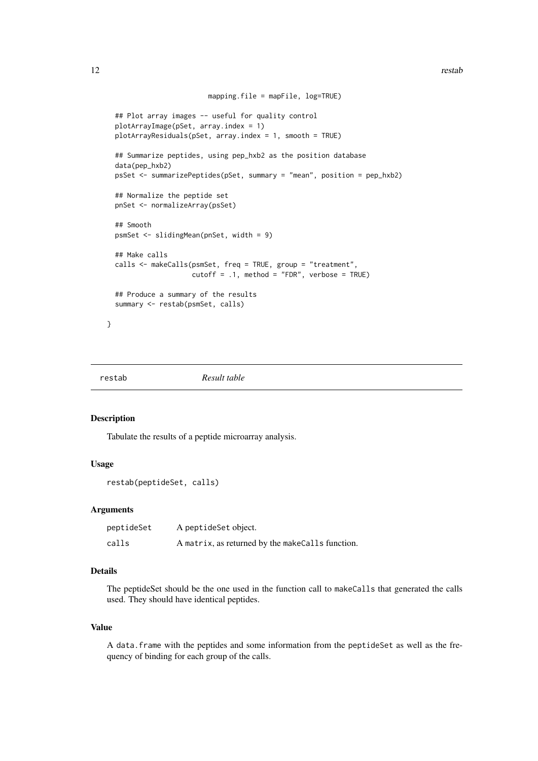```
                    mapping.file = mapFile, log=TRUE)

  ## Plot array images -- useful for quality control
  plotArrayImage(pSet, array.index = 1)
  plotArrayResiduals(pSet, array.index = 1, smooth = TRUE)

  ## Summarize peptides, using pep_hxb2 as the position database
  data(pep_hxb2)
  psSet <- summarizePeptides(pSet, summary = "mean", position = pep_hxb2)

  ## Normalize the peptide set
  pnSet <- normalizeArray(psSet)

  ## Smooth
  psmSet <- slidingMean(pnSet, width = 9)

  ## Make calls
  calls <- makeCalls(psmSet, freq = TRUE, group = "treatment",
                    cutoff = .1, method = "FDR", verbose = TRUE)

  ## Produce a summary of the results
  summary <- restab(psmSet, calls)

}
```

---

## restab *Result table*

### Description

Tabulate the results of a peptide microarray analysis.

### Usage

```
restab(peptideSet, calls)
```

### Arguments

| | |
|---|---|
| `peptideSet` | A `peptideSet` object. |
| `calls` | A `matrix`, as returned by the `makeCalls` function. |

### Details

The peptideSet should be the one used in the function call to `makeCalls` that generated the calls used. They should have identical peptides.

### Value

A `data.frame` with the peptides and some information from the `peptideSet` as well as the frequency of binding for each group of the calls.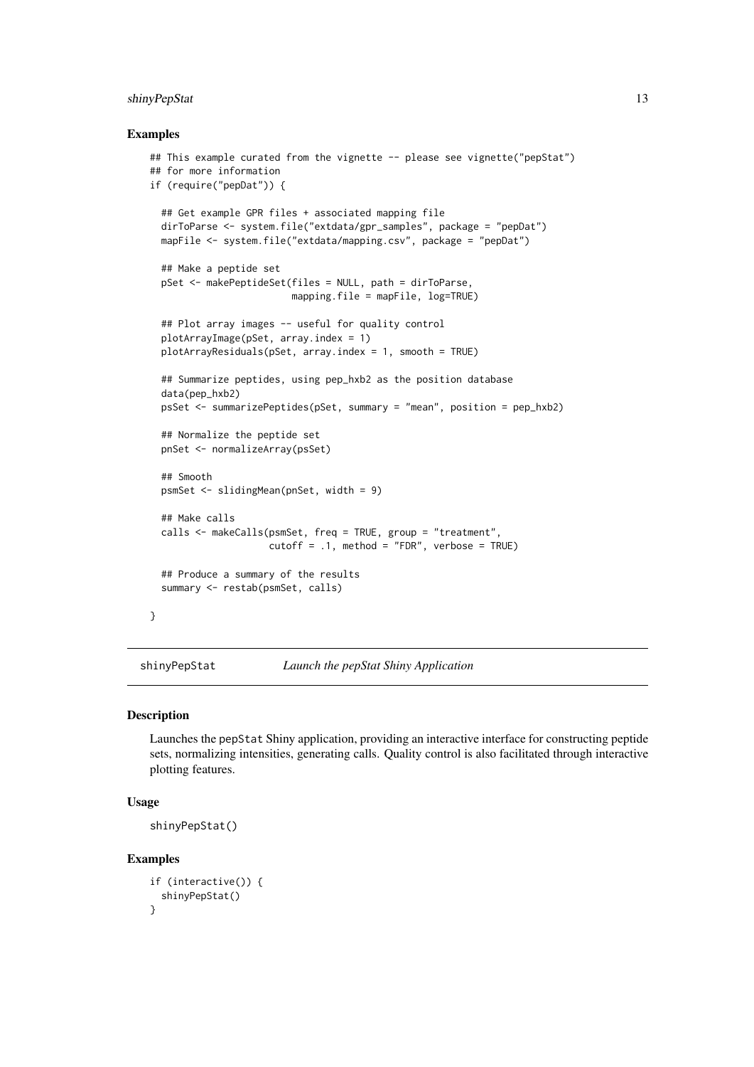### Examples

```
## This example curated from the vignette -- please see vignette("pepStat")
## for more information
if (require("pepDat")) {

  ## Get example GPR files + associated mapping file
  dirToParse <- system.file("extdata/gpr_samples", package = "pepDat")
  mapFile <- system.file("extdata/mapping.csv", package = "pepDat")

  ## Make a peptide set
  pSet <- makePeptideSet(files = NULL, path = dirToParse,
                         mapping.file = mapFile, log=TRUE)

  ## Plot array images -- useful for quality control
  plotArrayImage(pSet, array.index = 1)
  plotArrayResiduals(pSet, array.index = 1, smooth = TRUE)

  ## Summarize peptides, using pep_hxb2 as the position database
  data(pep_hxb2)
  psSet <- summarizePeptides(pSet, summary = "mean", position = pep_hxb2)

  ## Normalize the peptide set
  pnSet <- normalizeArray(psSet)

  ## Smooth
  psmSet <- slidingMean(pnSet, width = 9)

  ## Make calls
  calls <- makeCalls(psmSet, freq = TRUE, group = "treatment",
                     cutoff = .1, method = "FDR", verbose = TRUE)

  ## Produce a summary of the results
  summary <- restab(psmSet, calls)

}
```

## shinyPepStat — *Launch the pepStat Shiny Application*

### Description

Launches the pepStat Shiny application, providing an interactive interface for constructing peptide sets, normalizing intensities, generating calls. Quality control is also facilitated through interactive plotting features.

### Usage

```
shinyPepStat()
```

### Examples

```
if (interactive()) {
  shinyPepStat()
}
```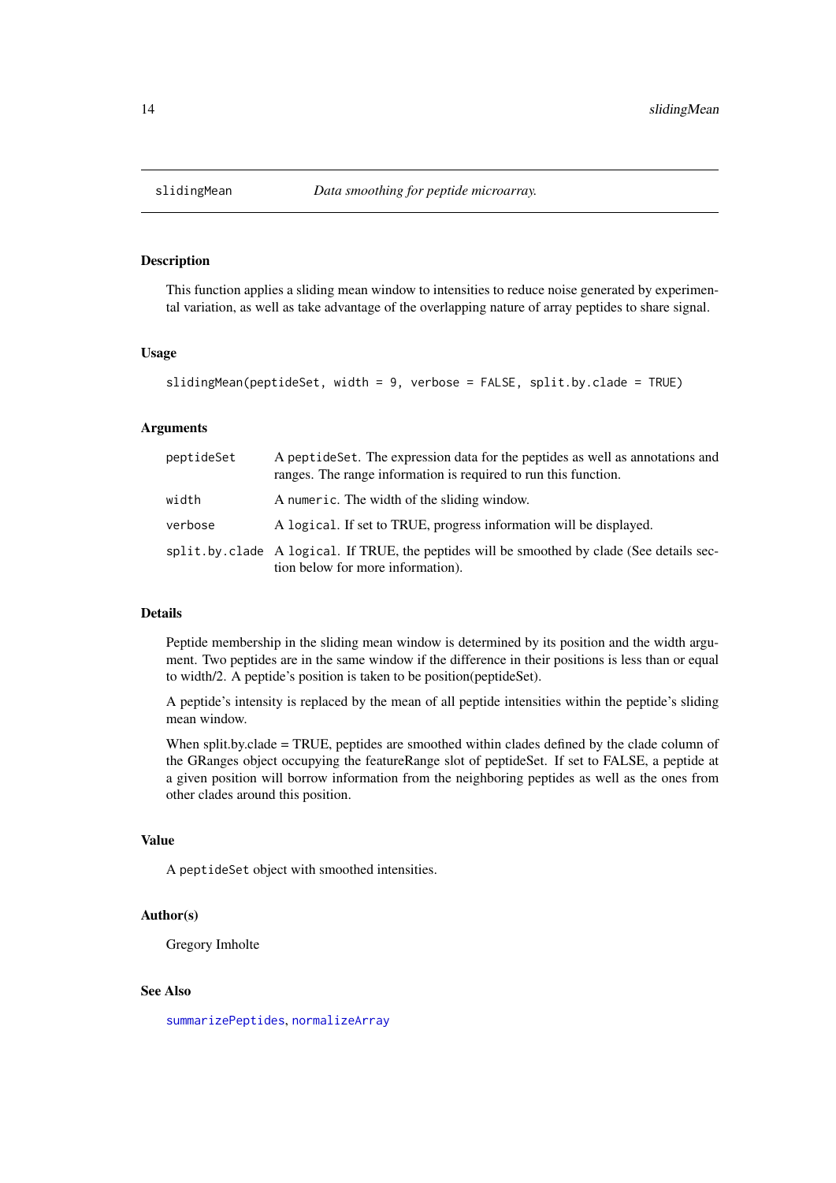# slidingMean — *Data smoothing for peptide microarray.*

## Description

This function applies a sliding mean window to intensities to reduce noise generated by experimental variation, as well as take advantage of the overlapping nature of array peptides to share signal.

## Usage

```
slidingMean(peptideSet, width = 9, verbose = FALSE, split.by.clade = TRUE)
```

## Arguments

| Argument | Description |
|---|---|
| `peptideSet` | A `peptideSet`. The expression data for the peptides as well as annotations and ranges. The range information is required to run this function. |
| `width` | A `numeric`. The width of the sliding window. |
| `verbose` | A `logical`. If set to TRUE, progress information will be displayed. |
| `split.by.clade` | A `logical`. If TRUE, the peptides will be smoothed by clade (See details section below for more information). |

## Details

Peptide membership in the sliding mean window is determined by its position and the width argument. Two peptides are in the same window if the difference in their positions is less than or equal to width/2. A peptide's position is taken to be position(peptideSet).

A peptide's intensity is replaced by the mean of all peptide intensities within the peptide's sliding mean window.

When split.by.clade = TRUE, peptides are smoothed within clades defined by the clade column of the GRanges object occupying the featureRange slot of peptideSet. If set to FALSE, a peptide at a given position will borrow information from the neighboring peptides as well as the ones from other clades around this position.

## Value

A `peptideSet` object with smoothed intensities.

## Author(s)

Gregory Imholte

## See Also

`summarizePeptides`, `normalizeArray`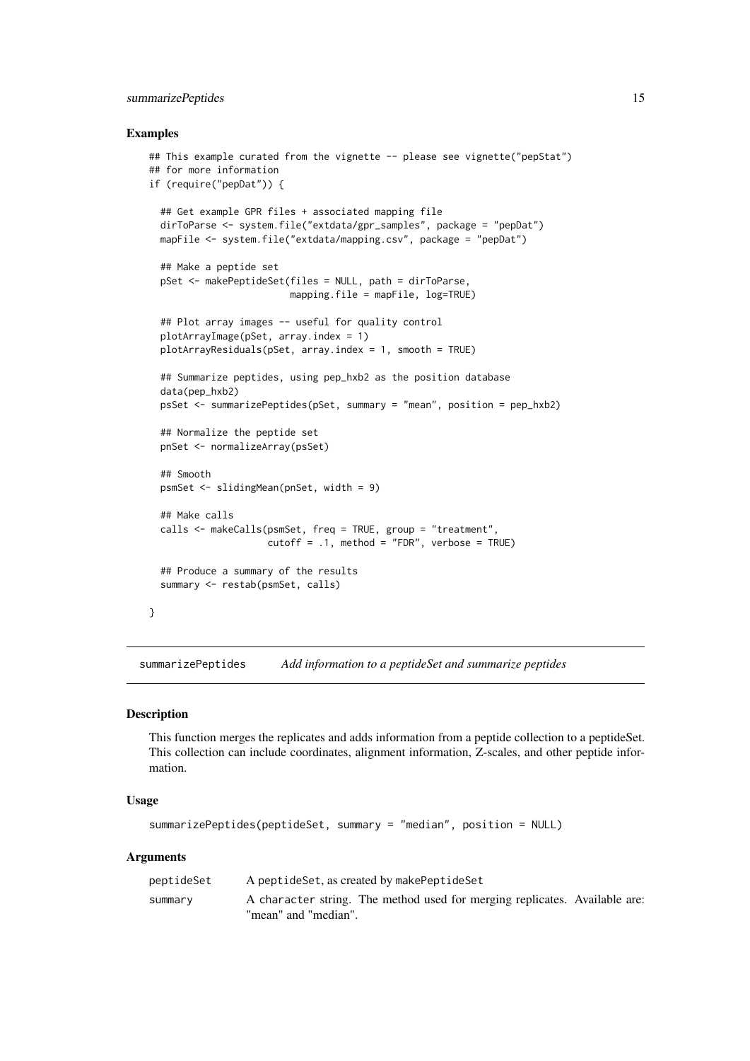### Examples

```
## This example curated from the vignette -- please see vignette("pepStat")
## for more information
if (require("pepDat")) {

  ## Get example GPR files + associated mapping file
  dirToParse <- system.file("extdata/gpr_samples", package = "pepDat")
  mapFile <- system.file("extdata/mapping.csv", package = "pepDat")

  ## Make a peptide set
  pSet <- makePeptideSet(files = NULL, path = dirToParse,
                         mapping.file = mapFile, log=TRUE)

  ## Plot array images -- useful for quality control
  plotArrayImage(pSet, array.index = 1)
  plotArrayResiduals(pSet, array.index = 1, smooth = TRUE)

  ## Summarize peptides, using pep_hxb2 as the position database
  data(pep_hxb2)
  psSet <- summarizePeptides(pSet, summary = "mean", position = pep_hxb2)

  ## Normalize the peptide set
  pnSet <- normalizeArray(psSet)

  ## Smooth
  psmSet <- slidingMean(pnSet, width = 9)

  ## Make calls
  calls <- makeCalls(psmSet, freq = TRUE, group = "treatment",
                     cutoff = .1, method = "FDR", verbose = TRUE)

  ## Produce a summary of the results
  summary <- restab(psmSet, calls)

}
```

---

## summarizePeptides — *Add information to a peptideSet and summarize peptides*

### Description

This function merges the replicates and adds information from a peptide collection to a peptideSet. This collection can include coordinates, alignment information, Z-scales, and other peptide information.

### Usage

```
summarizePeptides(peptideSet, summary = "median", position = NULL)
```

### Arguments

| | |
|---|---|
| peptideSet | A peptideSet, as created by makePeptideSet |
| summary | A character string. The method used for merging replicates. Available are: "mean" and "median". |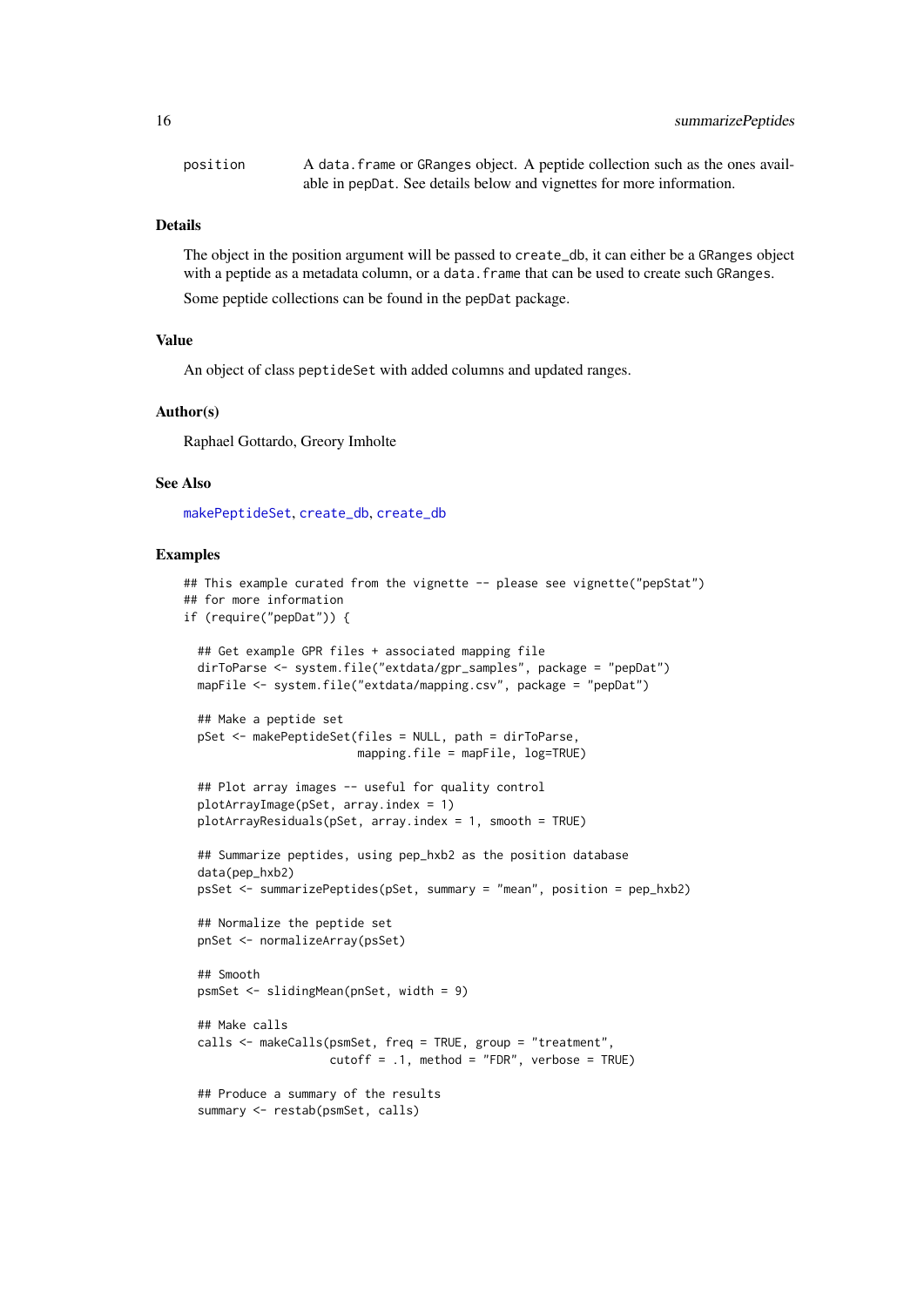position A data.frame or GRanges object. A peptide collection such as the ones available in pepDat. See details below and vignettes for more information.

### Details

The object in the position argument will be passed to create_db, it can either be a GRanges object with a peptide as a metadata column, or a data.frame that can be used to create such GRanges.

Some peptide collections can be found in the pepDat package.

### Value

An object of class peptideSet with added columns and updated ranges.

### Author(s)

Raphael Gottardo, Greory Imholte

### See Also

makePeptideSet, create_db, create_db

### Examples

```
## This example curated from the vignette -- please see vignette("pepStat")
## for more information
if (require("pepDat")) {

  ## Get example GPR files + associated mapping file
  dirToParse <- system.file("extdata/gpr_samples", package = "pepDat")
  mapFile <- system.file("extdata/mapping.csv", package = "pepDat")

  ## Make a peptide set
  pSet <- makePeptideSet(files = NULL, path = dirToParse,
                         mapping.file = mapFile, log=TRUE)

  ## Plot array images -- useful for quality control
  plotArrayImage(pSet, array.index = 1)
  plotArrayResiduals(pSet, array.index = 1, smooth = TRUE)

  ## Summarize peptides, using pep_hxb2 as the position database
  data(pep_hxb2)
  psSet <- summarizePeptides(pSet, summary = "mean", position = pep_hxb2)

  ## Normalize the peptide set
  pnSet <- normalizeArray(psSet)

  ## Smooth
  psmSet <- slidingMean(pnSet, width = 9)

  ## Make calls
  calls <- makeCalls(psmSet, freq = TRUE, group = "treatment",
                     cutoff = .1, method = "FDR", verbose = TRUE)

  ## Produce a summary of the results
  summary <- restab(psmSet, calls)
```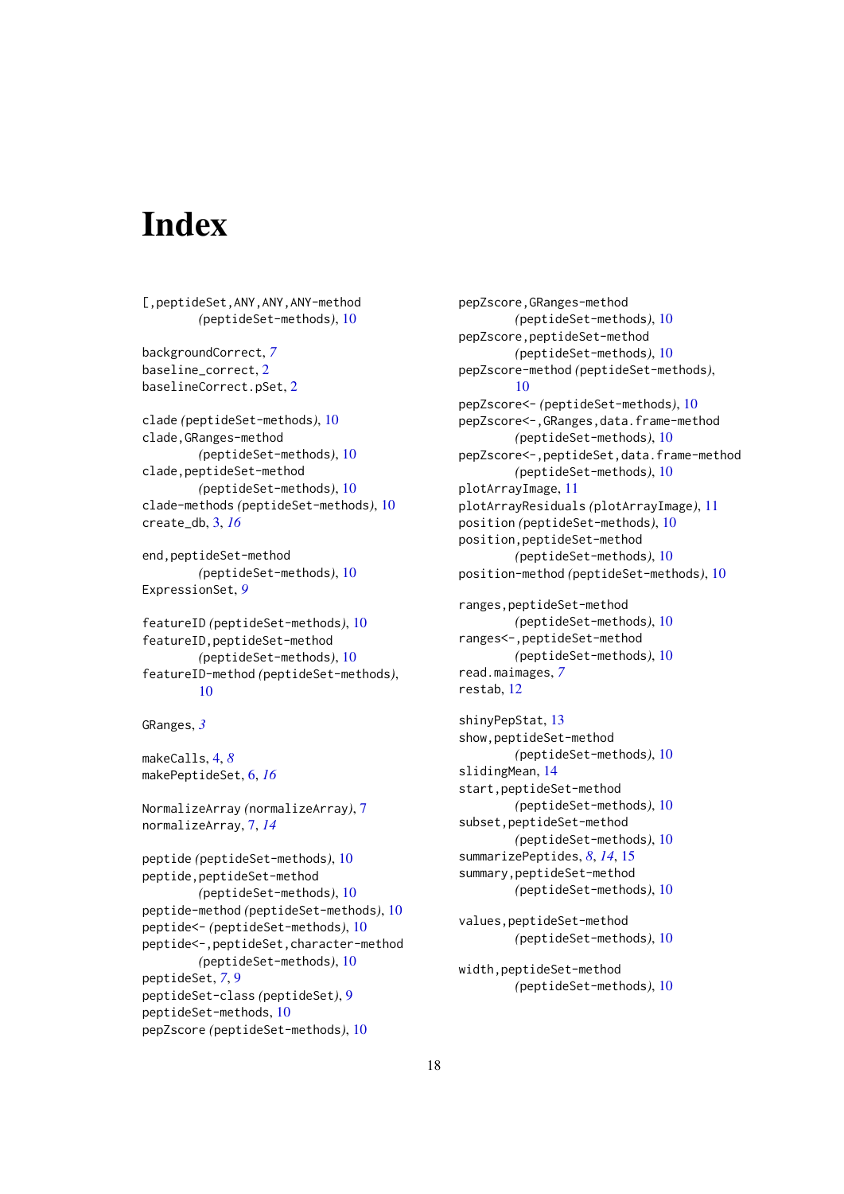# Index

[,peptideSet,ANY,ANY,ANY-method *(peptideSet-methods)*, 10

backgroundCorrect, *7*
baseline_correct, 2
baselineCorrect.pSet, 2

clade *(peptideSet-methods)*, 10
clade,GRanges-method *(peptideSet-methods)*, 10
clade,peptideSet-method *(peptideSet-methods)*, 10
clade-methods *(peptideSet-methods)*, 10
create_db, 3, *16*

end,peptideSet-method *(peptideSet-methods)*, 10
ExpressionSet, *9*

featureID *(peptideSet-methods)*, 10
featureID,peptideSet-method *(peptideSet-methods)*, 10
featureID-method *(peptideSet-methods)*, 10

GRanges, *3*

makeCalls, 4, *8*
makePeptideSet, 6, *16*

NormalizeArray *(normalizeArray)*, 7
normalizeArray, 7, *14*

peptide *(peptideSet-methods)*, 10
peptide,peptideSet-method *(peptideSet-methods)*, 10
peptide-method *(peptideSet-methods)*, 10
peptide<- *(peptideSet-methods)*, 10
peptide<-,peptideSet,character-method *(peptideSet-methods)*, 10
peptideSet, *7*, 9
peptideSet-class *(peptideSet)*, 9
peptideSet-methods, 10
pepZscore *(peptideSet-methods)*, 10
pepZscore,GRanges-method *(peptideSet-methods)*, 10
pepZscore,peptideSet-method *(peptideSet-methods)*, 10
pepZscore-method *(peptideSet-methods)*, 10
pepZscore<- *(peptideSet-methods)*, 10
pepZscore<-,GRanges,data.frame-method *(peptideSet-methods)*, 10
pepZscore<-,peptideSet,data.frame-method *(peptideSet-methods)*, 10
plotArrayImage, 11
plotArrayResiduals *(plotArrayImage)*, 11
position *(peptideSet-methods)*, 10
position,peptideSet-method *(peptideSet-methods)*, 10
position-method *(peptideSet-methods)*, 10

ranges,peptideSet-method *(peptideSet-methods)*, 10
ranges<-,peptideSet-method *(peptideSet-methods)*, 10
read.maimages, *7*
restab, 12

shinyPepStat, 13
show,peptideSet-method *(peptideSet-methods)*, 10
slidingMean, 14
start,peptideSet-method *(peptideSet-methods)*, 10
subset,peptideSet-method *(peptideSet-methods)*, 10
summarizePeptides, *8*, *14*, 15
summary,peptideSet-method *(peptideSet-methods)*, 10

values,peptideSet-method *(peptideSet-methods)*, 10

width,peptideSet-method *(peptideSet-methods)*, 10